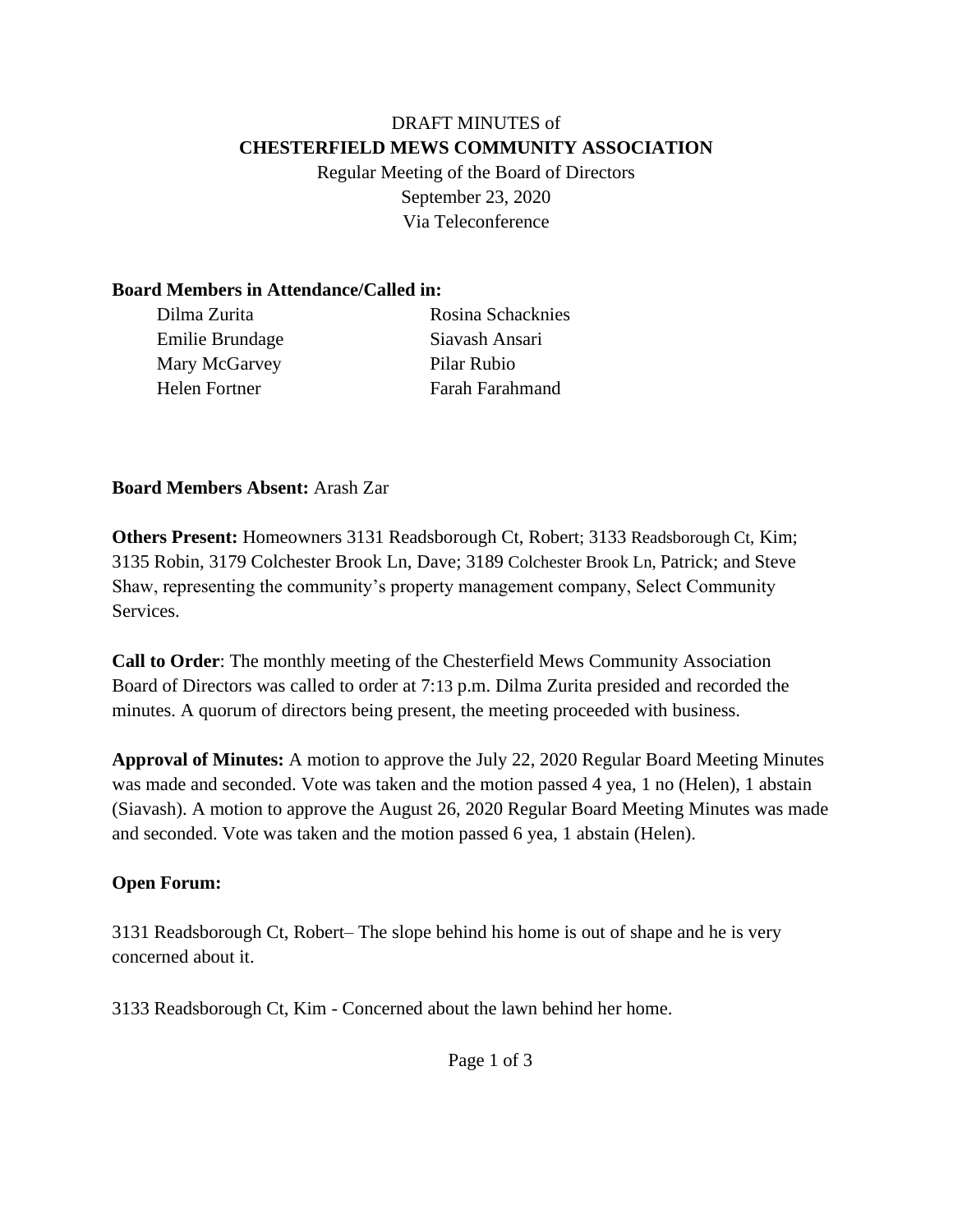DRAFT MINUTES of

**CHESTERFIELD MEWS COMMUNITY ASSOCIATION**

Regular Meeting of the Board of Directors

September 23, 2020

Via Teleconference

**Board Members in Attendance/Called in:**

| | |
|---|---|
| Dilma Zurita | Rosina Schacknies |
| Emilie Brundage | Siavash Ansari |
| Mary McGarvey | Pilar Rubio |
| Helen Fortner | Farah Farahmand |

**Board Members Absent:** Arash Zar

**Others Present:** Homeowners 3131 Readsborough Ct, Robert; 3133 Readsborough Ct, Kim; 3135 Robin, 3179 Colchester Brook Ln, Dave; 3189 Colchester Brook Ln, Patrick; and Steve Shaw, representing the community's property management company, Select Community Services.

**Call to Order**: The monthly meeting of the Chesterfield Mews Community Association Board of Directors was called to order at 7:13 p.m. Dilma Zurita presided and recorded the minutes. A quorum of directors being present, the meeting proceeded with business.

**Approval of Minutes:** A motion to approve the July 22, 2020 Regular Board Meeting Minutes was made and seconded. Vote was taken and the motion passed 4 yea, 1 no (Helen), 1 abstain (Siavash). A motion to approve the August 26, 2020 Regular Board Meeting Minutes was made and seconded. Vote was taken and the motion passed 6 yea, 1 abstain (Helen).

**Open Forum:**

3131 Readsborough Ct, Robert– The slope behind his home is out of shape and he is very concerned about it.

3133 Readsborough Ct, Kim - Concerned about the lawn behind her home.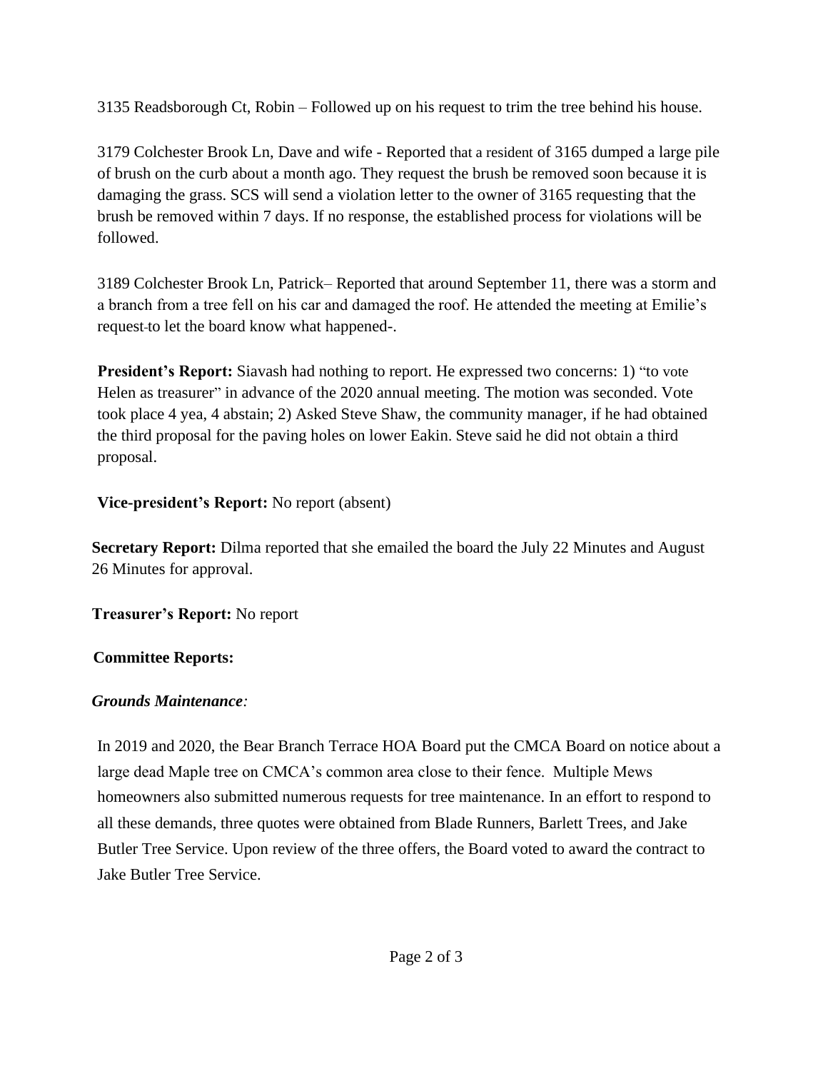3135 Readsborough Ct, Robin – Followed up on his request to trim the tree behind his house.

3179 Colchester Brook Ln, Dave and wife - Reported that a resident of 3165 dumped a large pile of brush on the curb about a month ago. They request the brush be removed soon because it is damaging the grass. SCS will send a violation letter to the owner of 3165 requesting that the brush be removed within 7 days. If no response, the established process for violations will be followed.

3189 Colchester Brook Ln, Patrick– Reported that around September 11, there was a storm and a branch from a tree fell on his car and damaged the roof. He attended the meeting at Emilie's request to let the board know what happened-.

**President's Report:** Siavash had nothing to report. He expressed two concerns: 1) "to vote Helen as treasurer" in advance of the 2020 annual meeting. The motion was seconded. Vote took place 4 yea, 4 abstain; 2) Asked Steve Shaw, the community manager, if he had obtained the third proposal for the paving holes on lower Eakin. Steve said he did not obtain a third proposal.

**Vice-president's Report:** No report (absent)

**Secretary Report:** Dilma reported that she emailed the board the July 22 Minutes and August 26 Minutes for approval.

**Treasurer's Report:** No report

**Committee Reports:**

***Grounds Maintenance**:*

In 2019 and 2020, the Bear Branch Terrace HOA Board put the CMCA Board on notice about a large dead Maple tree on CMCA's common area close to their fence. Multiple Mews homeowners also submitted numerous requests for tree maintenance. In an effort to respond to all these demands, three quotes were obtained from Blade Runners, Barlett Trees, and Jake Butler Tree Service. Upon review of the three offers, the Board voted to award the contract to Jake Butler Tree Service.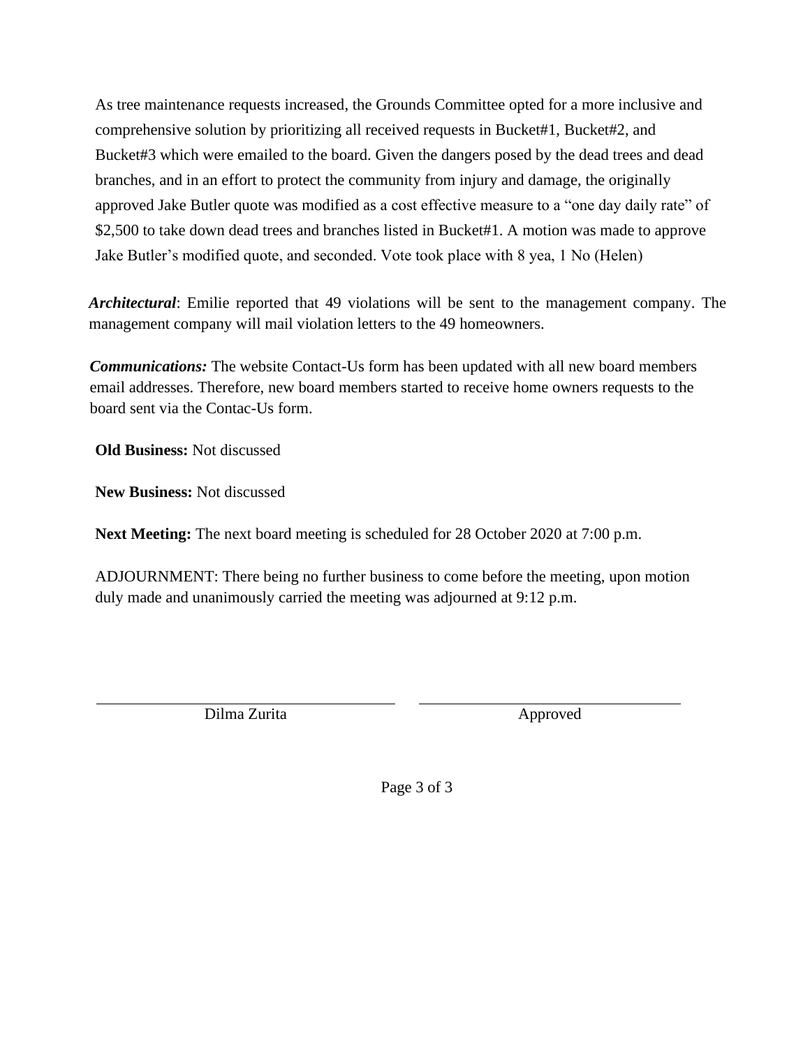As tree maintenance requests increased, the Grounds Committee opted for a more inclusive and comprehensive solution by prioritizing all received requests in Bucket#1, Bucket#2, and Bucket#3 which were emailed to the board. Given the dangers posed by the dead trees and dead branches, and in an effort to protect the community from injury and damage, the originally approved Jake Butler quote was modified as a cost effective measure to a "one day daily rate" of $2,500 to take down dead trees and branches listed in Bucket#1. A motion was made to approve Jake Butler's modified quote, and seconded. Vote took place with 8 yea, 1 No (Helen)

***Architectural***: Emilie reported that 49 violations will be sent to the management company. The management company will mail violation letters to the 49 homeowners.

***Communications:*** The website Contact-Us form has been updated with all new board members email addresses. Therefore, new board members started to receive home owners requests to the board sent via the Contac-Us form.

**Old Business:** Not discussed

**New Business:** Not discussed

**Next Meeting:** The next board meeting is scheduled for 28 October 2020 at 7:00 p.m.

ADJOURNMENT: There being no further business to come before the meeting, upon motion duly made and unanimously carried the meeting was adjourned at 9:12 p.m.

______________________________ ______________________________

Dilma Zurita Approved